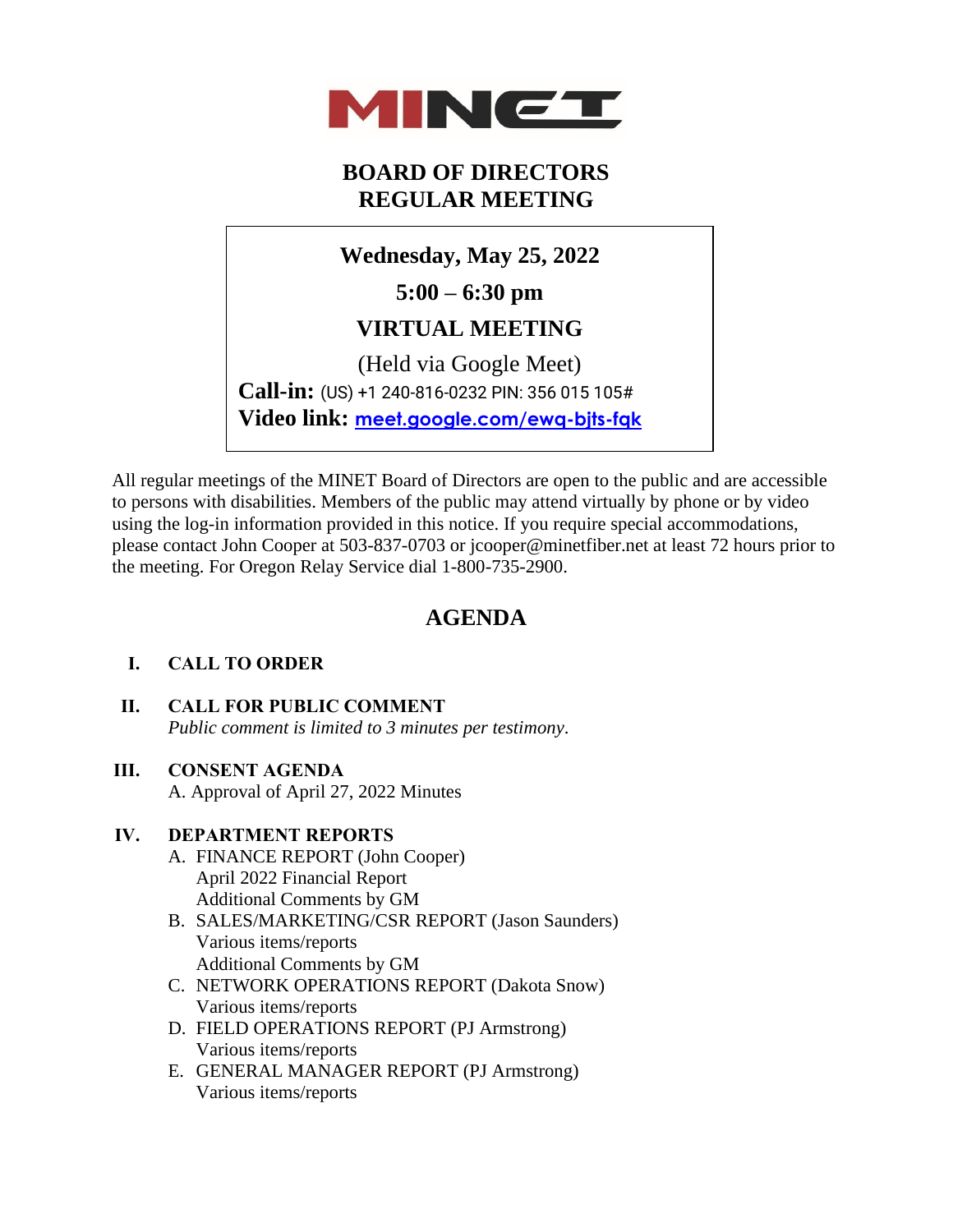# MINET

## BOARD OF DIRECTORS
## REGULAR MEETING

**Wednesday, May 25, 2022**

**5:00 – 6:30 pm**

**VIRTUAL MEETING**

(Held via Google Meet)

**Call-in:** (US) +1 240-816-0232 PIN: 356 015 105#

**Video link:** meet.google.com/ewq-bjts-fqk

All regular meetings of the MINET Board of Directors are open to the public and are accessible to persons with disabilities. Members of the public may attend virtually by phone or by video using the log-in information provided in this notice. If you require special accommodations, please contact John Cooper at 503-837-0703 or jcooper@minetfiber.net at least 72 hours prior to the meeting. For Oregon Relay Service dial 1-800-735-2900.

## AGENDA

**I. CALL TO ORDER**

**II. CALL FOR PUBLIC COMMENT**
*Public comment is limited to 3 minutes per testimony.*

**III. CONSENT AGENDA**
A. Approval of April 27, 2022 Minutes

**IV. DEPARTMENT REPORTS**

A. FINANCE REPORT (John Cooper)
   April 2022 Financial Report
   Additional Comments by GM

B. SALES/MARKETING/CSR REPORT (Jason Saunders)
   Various items/reports
   Additional Comments by GM

C. NETWORK OPERATIONS REPORT (Dakota Snow)
   Various items/reports

D. FIELD OPERATIONS REPORT (PJ Armstrong)
   Various items/reports

E. GENERAL MANAGER REPORT (PJ Armstrong)
   Various items/reports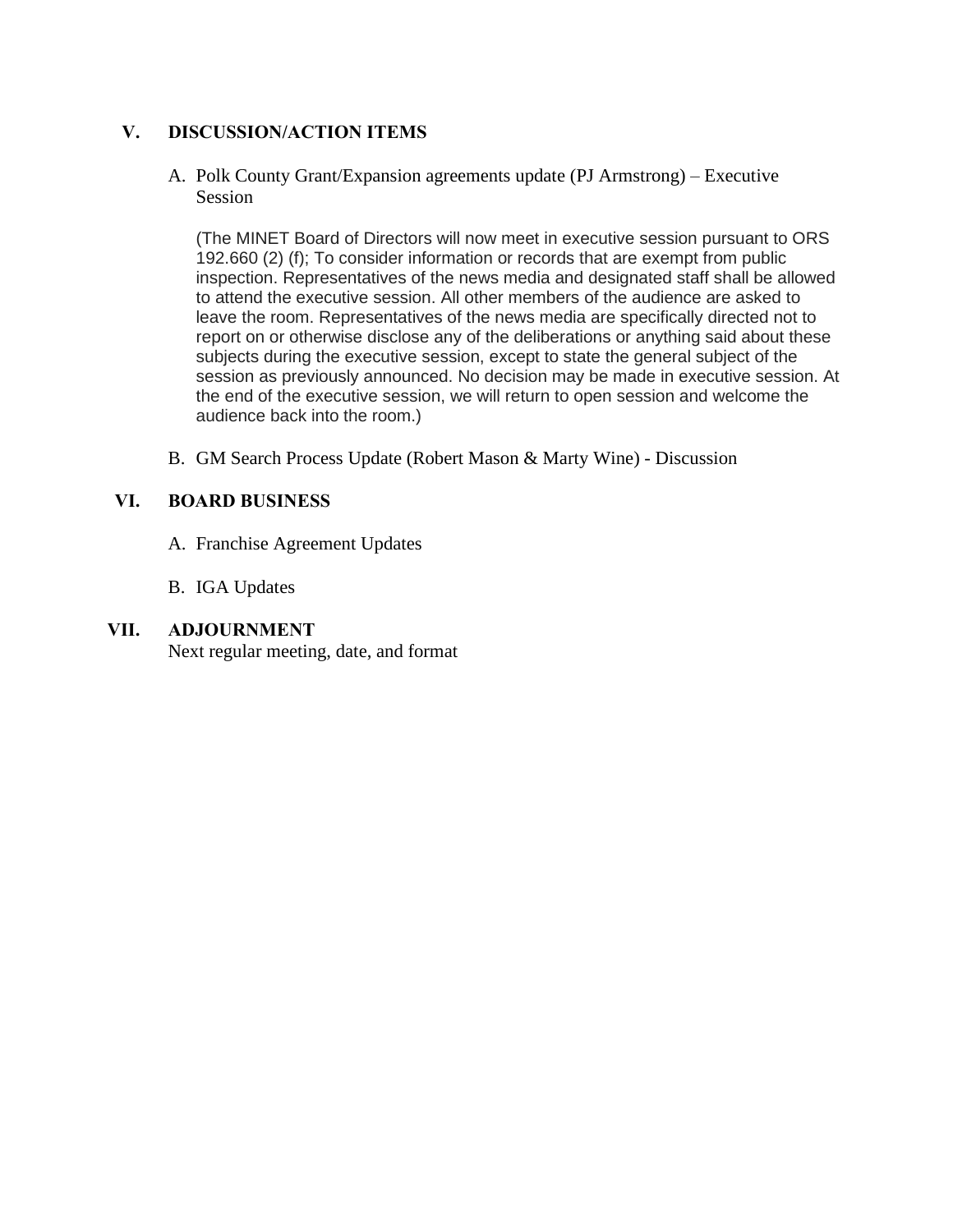## V. DISCUSSION/ACTION ITEMS

A. Polk County Grant/Expansion agreements update (PJ Armstrong) – Executive Session

(The MINET Board of Directors will now meet in executive session pursuant to ORS 192.660 (2) (f); To consider information or records that are exempt from public inspection. Representatives of the news media and designated staff shall be allowed to attend the executive session. All other members of the audience are asked to leave the room. Representatives of the news media are specifically directed not to report on or otherwise disclose any of the deliberations or anything said about these subjects during the executive session, except to state the general subject of the session as previously announced. No decision may be made in executive session. At the end of the executive session, we will return to open session and welcome the audience back into the room.)

B. GM Search Process Update (Robert Mason & Marty Wine) - Discussion

## VI. BOARD BUSINESS

A. Franchise Agreement Updates

B. IGA Updates

## VII. ADJOURNMENT

Next regular meeting, date, and format